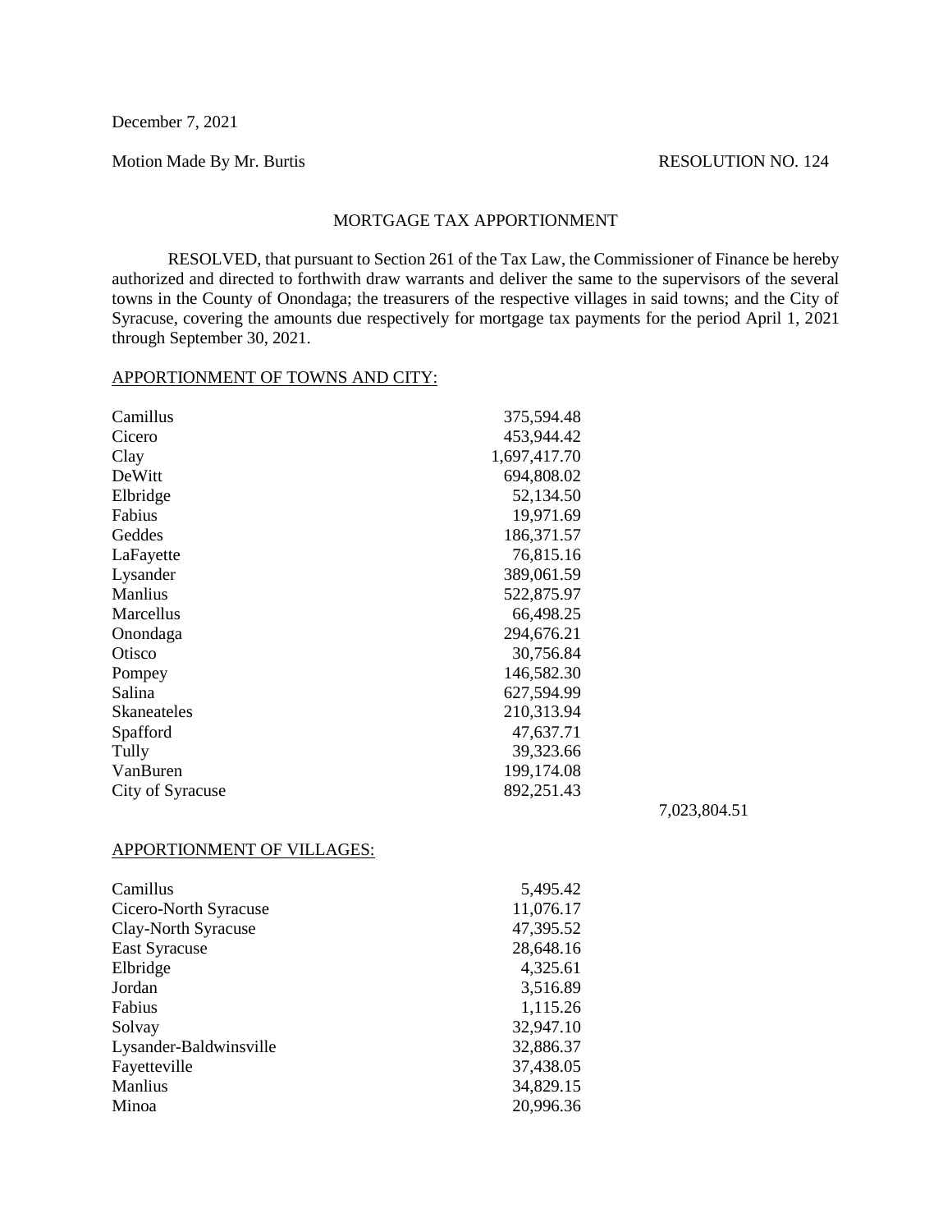December 7, 2021

Motion Made By Mr. Burtis RESOLUTION NO. 124

## MORTGAGE TAX APPORTIONMENT

RESOLVED, that pursuant to Section 261 of the Tax Law, the Commissioner of Finance be hereby authorized and directed to forthwith draw warrants and deliver the same to the supervisors of the several towns in the County of Onondaga; the treasurers of the respective villages in said towns; and the City of Syracuse, covering the amounts due respectively for mortgage tax payments for the period April 1, 2021 through September 30, 2021.

APPORTIONMENT OF TOWNS AND CITY:

| | | |
|---|---|---|
| Camillus | 375,594.48 | |
| Cicero | 453,944.42 | |
| Clay | 1,697,417.70 | |
| DeWitt | 694,808.02 | |
| Elbridge | 52,134.50 | |
| Fabius | 19,971.69 | |
| Geddes | 186,371.57 | |
| LaFayette | 76,815.16 | |
| Lysander | 389,061.59 | |
| Manlius | 522,875.97 | |
| Marcellus | 66,498.25 | |
| Onondaga | 294,676.21 | |
| Otisco | 30,756.84 | |
| Pompey | 146,582.30 | |
| Salina | 627,594.99 | |
| Skaneateles | 210,313.94 | |
| Spafford | 47,637.71 | |
| Tully | 39,323.66 | |
| VanBuren | 199,174.08 | |
| City of Syracuse | 892,251.43 | |
| | | 7,023,804.51 |

APPORTIONMENT OF VILLAGES:

| | |
|---|---|
| Camillus | 5,495.42 |
| Cicero-North Syracuse | 11,076.17 |
| Clay-North Syracuse | 47,395.52 |
| East Syracuse | 28,648.16 |
| Elbridge | 4,325.61 |
| Jordan | 3,516.89 |
| Fabius | 1,115.26 |
| Solvay | 32,947.10 |
| Lysander-Baldwinsville | 32,886.37 |
| Fayetteville | 37,438.05 |
| Manlius | 34,829.15 |
| Minoa | 20,996.36 |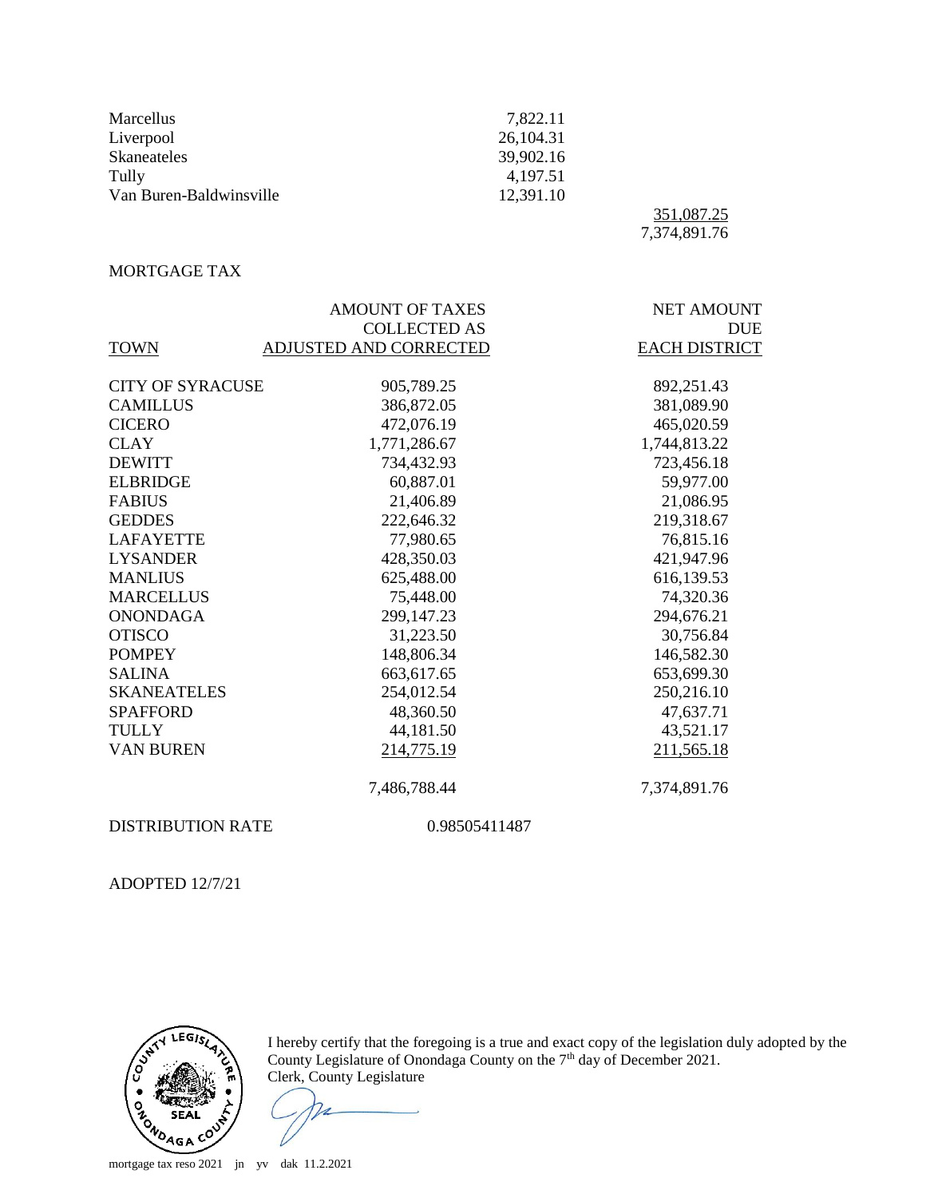| | | |
|---|---|---|
| Marcellus | 7,822.11 | |
| Liverpool | 26,104.31 | |
| Skaneateles | 39,902.16 | |
| Tully | 4,197.51 | |
| Van Buren-Baldwinsville | 12,391.10 | |
| | | 351,087.25 |
| | | 7,374,891.76 |

MORTGAGE TAX

| TOWN | AMOUNT OF TAXES COLLECTED AS ADJUSTED AND CORRECTED | NET AMOUNT DUE EACH DISTRICT |
|---|---|---|
| CITY OF SYRACUSE | 905,789.25 | 892,251.43 |
| CAMILLUS | 386,872.05 | 381,089.90 |
| CICERO | 472,076.19 | 465,020.59 |
| CLAY | 1,771,286.67 | 1,744,813.22 |
| DEWITT | 734,432.93 | 723,456.18 |
| ELBRIDGE | 60,887.01 | 59,977.00 |
| FABIUS | 21,406.89 | 21,086.95 |
| GEDDES | 222,646.32 | 219,318.67 |
| LAFAYETTE | 77,980.65 | 76,815.16 |
| LYSANDER | 428,350.03 | 421,947.96 |
| MANLIUS | 625,488.00 | 616,139.53 |
| MARCELLUS | 75,448.00 | 74,320.36 |
| ONONDAGA | 299,147.23 | 294,676.21 |
| OTISCO | 31,223.50 | 30,756.84 |
| POMPEY | 148,806.34 | 146,582.30 |
| SALINA | 663,617.65 | 653,699.30 |
| SKANEATELES | 254,012.54 | 250,216.10 |
| SPAFFORD | 48,360.50 | 47,637.71 |
| TULLY | 44,181.50 | 43,521.17 |
| VAN BUREN | 214,775.19 | 211,565.18 |
| | 7,486,788.44 | 7,374,891.76 |

DISTRIBUTION RATE 0.98505411487

ADOPTED 12/7/21

I hereby certify that the foregoing is a true and exact copy of the legislation duly adopted by the County Legislature of Onondaga County on the 7th day of December 2021.
Clerk, County Legislature

mortgage tax reso 2021 jn yv dak 11.2.2021